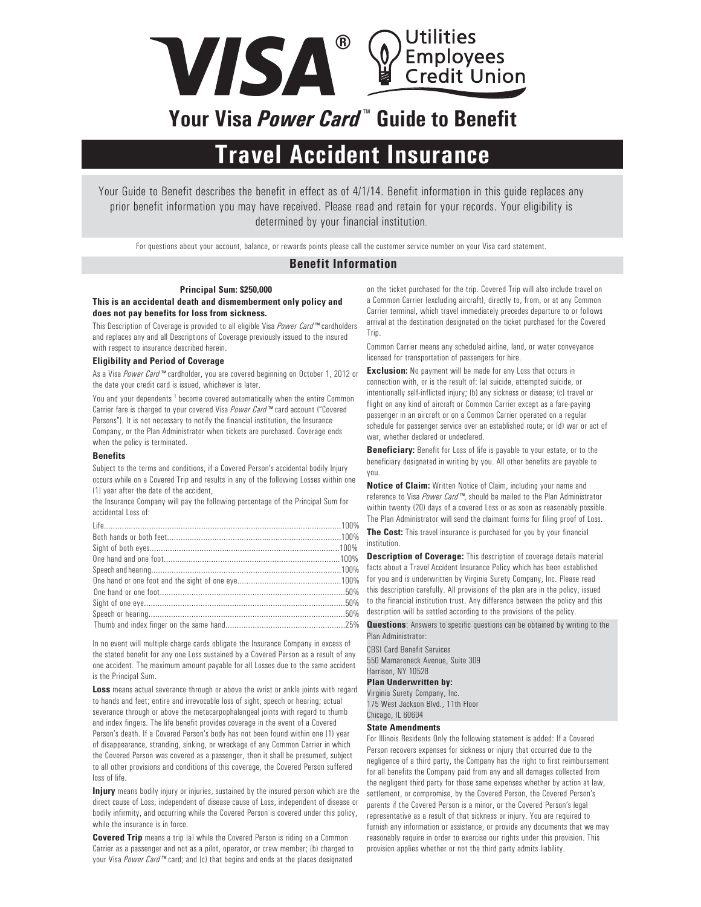# Your Visa *Power Card*™ Guide to Benefit

# Travel Accident Insurance

Your Guide to Benefit describes the benefit in effect as of 4/1/14. Benefit information in this guide replaces any prior benefit information you may have received. Please read and retain for your records. Your eligibility is determined by your financial institution.

For questions about your account, balance, or rewards points please call the customer service number on your Visa card statement.

## Benefit Information

**Principal Sum: $250,000**

**This is an accidental death and dismemberment only policy and does not pay benefits for loss from sickness.**

This Description of Coverage is provided to all eligible Visa *Power Card*™ cardholders and replaces any and all Descriptions of Coverage previously issued to the insured with respect to insurance described herein.

### Eligibility and Period of Coverage

As a Visa *Power Card*™ cardholder, you are covered beginning on October 1, 2012 or the date your credit card is issued, whichever is later.

You and your dependents [1] become covered automatically when the entire Common Carrier fare is charged to your covered Visa *Power Card*™ card account ("Covered Persons"). It is not necessary to notify the financial institution, the Insurance Company, or the Plan Administrator when tickets are purchased. Coverage ends when the policy is terminated.

### Benefits

Subject to the terms and conditions, if a Covered Person's accidental bodily Injury occurs while on a Covered Trip and results in any of the following Losses within one (1) year after the date of the accident,

the Insurance Company will pay the following percentage of the Principal Sum for accidental Loss of:

| Loss | Percentage |
|---|---|
| Life | 100% |
| Both hands or both feet | 100% |
| Sight of both eyes | 100% |
| One hand and one foot | 100% |
| Speech and hearing | 100% |
| One hand or one foot and the sight of one eye | 100% |
| One hand or one foot | 50% |
| Sight of one eye | 50% |
| Speech or hearing | 50% |
| Thumb and index finger on the same hand | 25% |

In no event will multiple charge cards obligate the Insurance Company in excess of the stated benefit for any one Loss sustained by a Covered Person as a result of any one accident. The maximum amount payable for all Losses due to the same accident is the Principal Sum.

**Loss** means actual severance through or above the wrist or ankle joints with regard to hands and feet; entire and irrevocable loss of sight, speech or hearing; actual severance through or above the metacarpophalangeal joints with regard to thumb and index fingers. The life benefit provides coverage in the event of a Covered Person's death. If a Covered Person's body has not been found within one (1) year of disappearance, stranding, sinking, or wreckage of any Common Carrier in which the Covered Person was covered as a passenger, then it shall be presumed, subject to all other provisions and conditions of this coverage, the Covered Person suffered loss of life.

**Injury** means bodily injury or injuries, sustained by the insured person which are the direct cause of Loss, independent of disease cause of Loss, independent of disease or bodily infirmity, and occurring while the Covered Person is covered under this policy, while the insurance is in force.

**Covered Trip** means a trip (a) while the Covered Person is riding on a Common Carrier as a passenger and not as a pilot, operator, or crew member; (b) charged to your Visa *Power Card*™ card; and (c) that begins and ends at the places designated on the ticket purchased for the trip. Covered Trip will also include travel on a Common Carrier (excluding aircraft), directly to, from, or at any Common Carrier terminal, which travel immediately precedes departure to or follows arrival at the destination designated on the ticket purchased for the Covered Trip.

Common Carrier means any scheduled airline, land, or water conveyance licensed for transportation of passengers for hire.

**Exclusion:** No payment will be made for any Loss that occurs in connection with, or is the result of: (a) suicide, attempted suicide, or intentionally self-inflicted injury; (b) any sickness or disease; (c) travel or flight on any kind of aircraft or Common Carrier except as a fare-paying passenger in an aircraft or on a Common Carrier operated on a regular schedule for passenger service over an established route; or (d) war or act of war, whether declared or undeclared.

**Beneficiary:** Benefit for Loss of life is payable to your estate, or to the beneficiary designated in writing by you. All other benefits are payable to you.

**Notice of Claim:** Written Notice of Claim, including your name and reference to Visa *Power Card*™, should be mailed to the Plan Administrator within twenty (20) days of a covered Loss or as soon as reasonably possible. The Plan Administrator will send the claimant forms for filing proof of Loss.

**The Cost:** This travel insurance is purchased for you by your financial institution.

**Description of Coverage:** This description of coverage details material facts about a Travel Accident Insurance Policy which has been established for you and is underwritten by Virginia Surety Company, Inc. Please read this description carefully. All provisions of the plan are in the policy, issued to the financial institution trust. Any difference between the policy and this description will be settled according to the provisions of the policy.

**Questions**: Answers to specific questions can be obtained by writing to the Plan Administrator:

CBSI Card Benefit Services
550 Mamaroneck Avenue, Suite 309
Harrison, NY 10528

**Plan Underwritten by:**
Virginia Surety Company, Inc.
175 West Jackson Blvd., 11th Floor
Chicago, IL 60604

### State Amendments

For Illinois Residents Only the following statement is added: If a Covered Person recovers expenses for sickness or injury that occurred due to the negligence of a third party, the Company has the right to first reimbursement for all benefits the Company paid from any and all damages collected from the negligent third party for those same expenses whether by action at law, settlement, or compromise, by the Covered Person, the Covered Person's parents if the Covered Person is a minor, or the Covered Person's legal representative as a result of that sickness or injury. You are required to furnish any information or assistance, or provide any documents that we may reasonably require in order to exercise our rights under this provision. This provision applies whether or not the third party admits liability.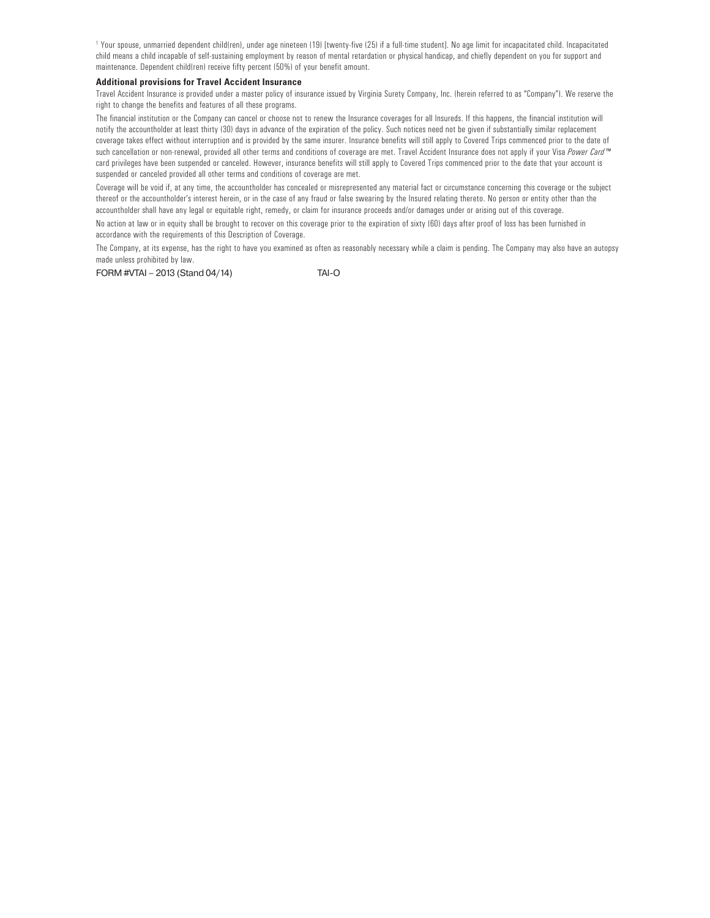[1] Your spouse, unmarried dependent child(ren), under age nineteen (19) [twenty-five (25) if a full-time student]. No age limit for incapacitated child. Incapacitated child means a child incapable of self-sustaining employment by reason of mental retardation or physical handicap, and chiefly dependent on you for support and maintenance. Dependent child(ren) receive fifty percent (50%) of your benefit amount.

**Additional provisions for Travel Accident Insurance**

Travel Accident Insurance is provided under a master policy of insurance issued by Virginia Surety Company, Inc. (herein referred to as "Company"). We reserve the right to change the benefits and features of all these programs.

The financial institution or the Company can cancel or choose not to renew the Insurance coverages for all Insureds. If this happens, the financial institution will notify the accountholder at least thirty (30) days in advance of the expiration of the policy. Such notices need not be given if substantially similar replacement coverage takes effect without interruption and is provided by the same insurer. Insurance benefits will still apply to Covered Trips commenced prior to the date of such cancellation or non-renewal, provided all other terms and conditions of coverage are met. Travel Accident Insurance does not apply if your Visa *Power Card*™ card privileges have been suspended or canceled. However, insurance benefits will still apply to Covered Trips commenced prior to the date that your account is suspended or canceled provided all other terms and conditions of coverage are met.

Coverage will be void if, at any time, the accountholder has concealed or misrepresented any material fact or circumstance concerning this coverage or the subject thereof or the accountholder's interest herein, or in the case of any fraud or false swearing by the Insured relating thereto. No person or entity other than the accountholder shall have any legal or equitable right, remedy, or claim for insurance proceeds and/or damages under or arising out of this coverage.

No action at law or in equity shall be brought to recover on this coverage prior to the expiration of sixty (60) days after proof of loss has been furnished in accordance with the requirements of this Description of Coverage.

The Company, at its expense, has the right to have you examined as often as reasonably necessary while a claim is pending. The Company may also have an autopsy made unless prohibited by law.

FORM #VTAI – 2013 (Stand 04/14) TAI-O